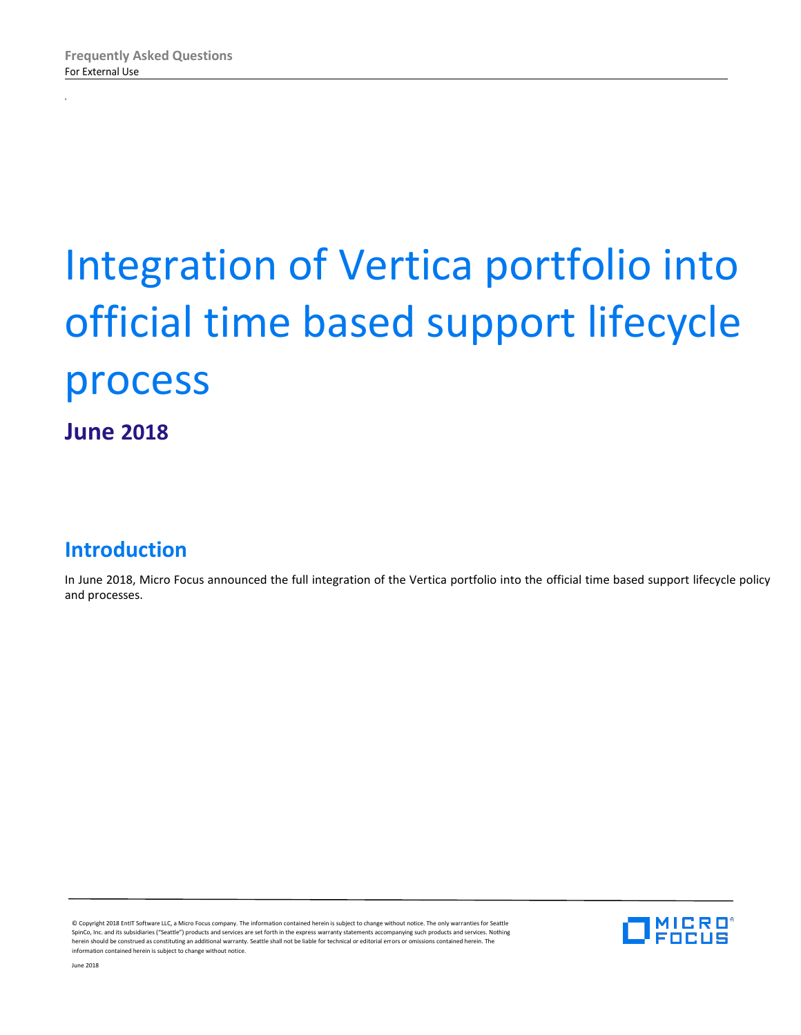Frequently Asked Questions
For External Use

# Integration of Vertica portfolio into official time based support lifecycle process

**June 2018**

## Introduction

In June 2018, Micro Focus announced the full integration of the Vertica portfolio into the official time based support lifecycle policy and processes.

© Copyright 2018 EntIT Software LLC, a Micro Focus company. The information contained herein is subject to change without notice. The only warranties for Seattle SpinCo, Inc. and its subsidiaries ("Seattle") products and services are set forth in the express warranty statements accompanying such products and services. Nothing herein should be construed as constituting an additional warranty. Seattle shall not be liable for technical or editorial errors or omissions contained herein. The information contained herein is subject to change without notice.

June 2018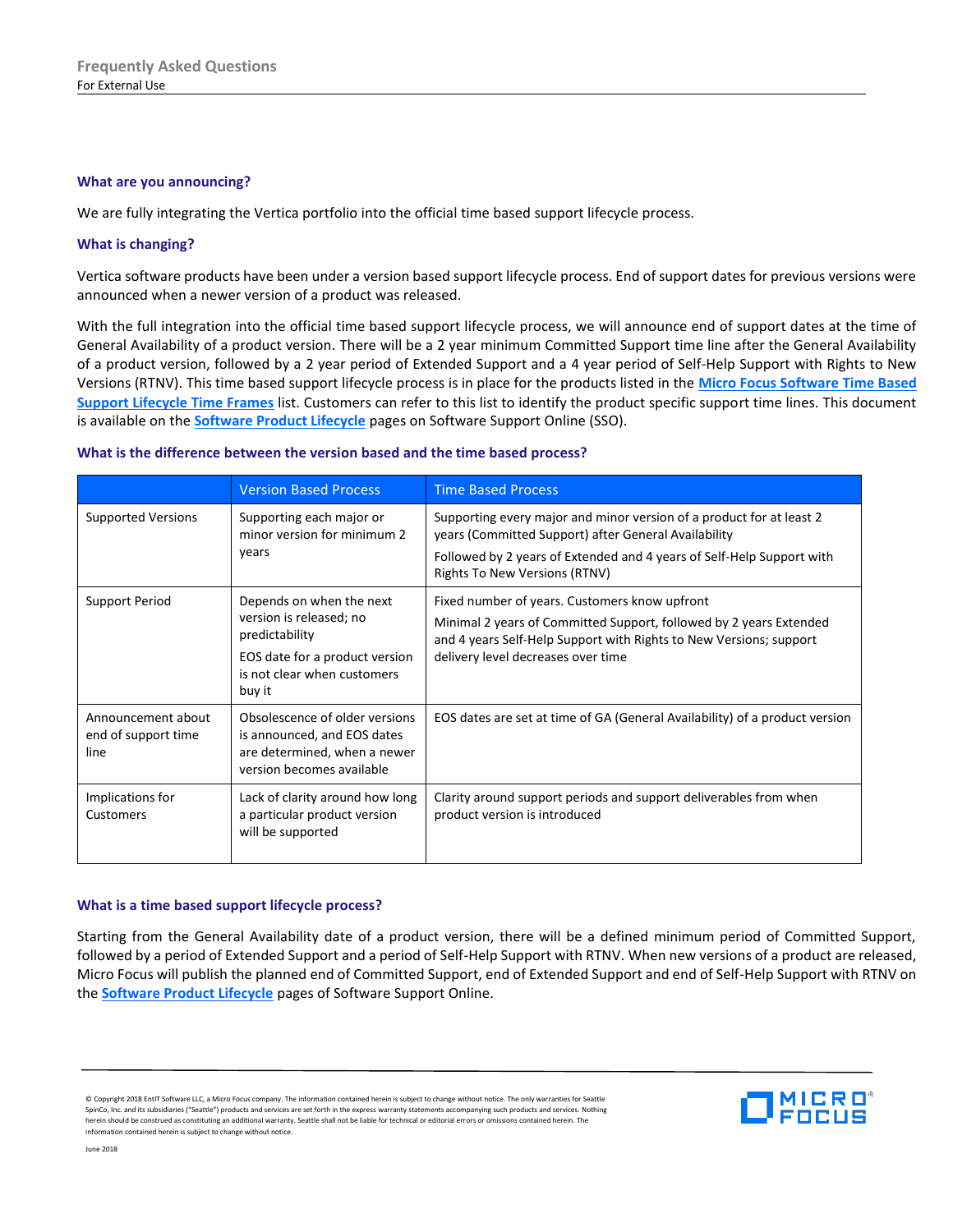### What are you announcing?

We are fully integrating the Vertica portfolio into the official time based support lifecycle process.

### What is changing?

Vertica software products have been under a version based support lifecycle process. End of support dates for previous versions were announced when a newer version of a product was released.

With the full integration into the official time based support lifecycle process, we will announce end of support dates at the time of General Availability of a product version. There will be a 2 year minimum Committed Support time line after the General Availability of a product version, followed by a 2 year period of Extended Support and a 4 year period of Self-Help Support with Rights to New Versions (RTNV). This time based support lifecycle process is in place for the products listed in the **Micro Focus Software Time Based Support Lifecycle Time Frames** list. Customers can refer to this list to identify the product specific support time lines. This document is available on the **Software Product Lifecycle** pages on Software Support Online (SSO).

### What is the difference between the version based and the time based process?

| | Version Based Process | Time Based Process |
|---|---|---|
| Supported Versions | Supporting each major or minor version for minimum 2 years | Supporting every major and minor version of a product for at least 2 years (Committed Support) after General Availability<br>Followed by 2 years of Extended and 4 years of Self-Help Support with Rights To New Versions (RTNV) |
| Support Period | Depends on when the next version is released; no predictability<br>EOS date for a product version is not clear when customers buy it | Fixed number of years. Customers know upfront<br>Minimal 2 years of Committed Support, followed by 2 years Extended and 4 years Self-Help Support with Rights to New Versions; support delivery level decreases over time |
| Announcement about end of support time line | Obsolescence of older versions is announced, and EOS dates are determined, when a newer version becomes available | EOS dates are set at time of GA (General Availability) of a product version |
| Implications for Customers | Lack of clarity around how long a particular product version will be supported | Clarity around support periods and support deliverables from when product version is introduced |

### What is a time based support lifecycle process?

Starting from the General Availability date of a product version, there will be a defined minimum period of Committed Support, followed by a period of Extended Support and a period of Self-Help Support with RTNV. When new versions of a product are released, Micro Focus will publish the planned end of Committed Support, end of Extended Support and end of Self-Help Support with RTNV on the **Software Product Lifecycle** pages of Software Support Online.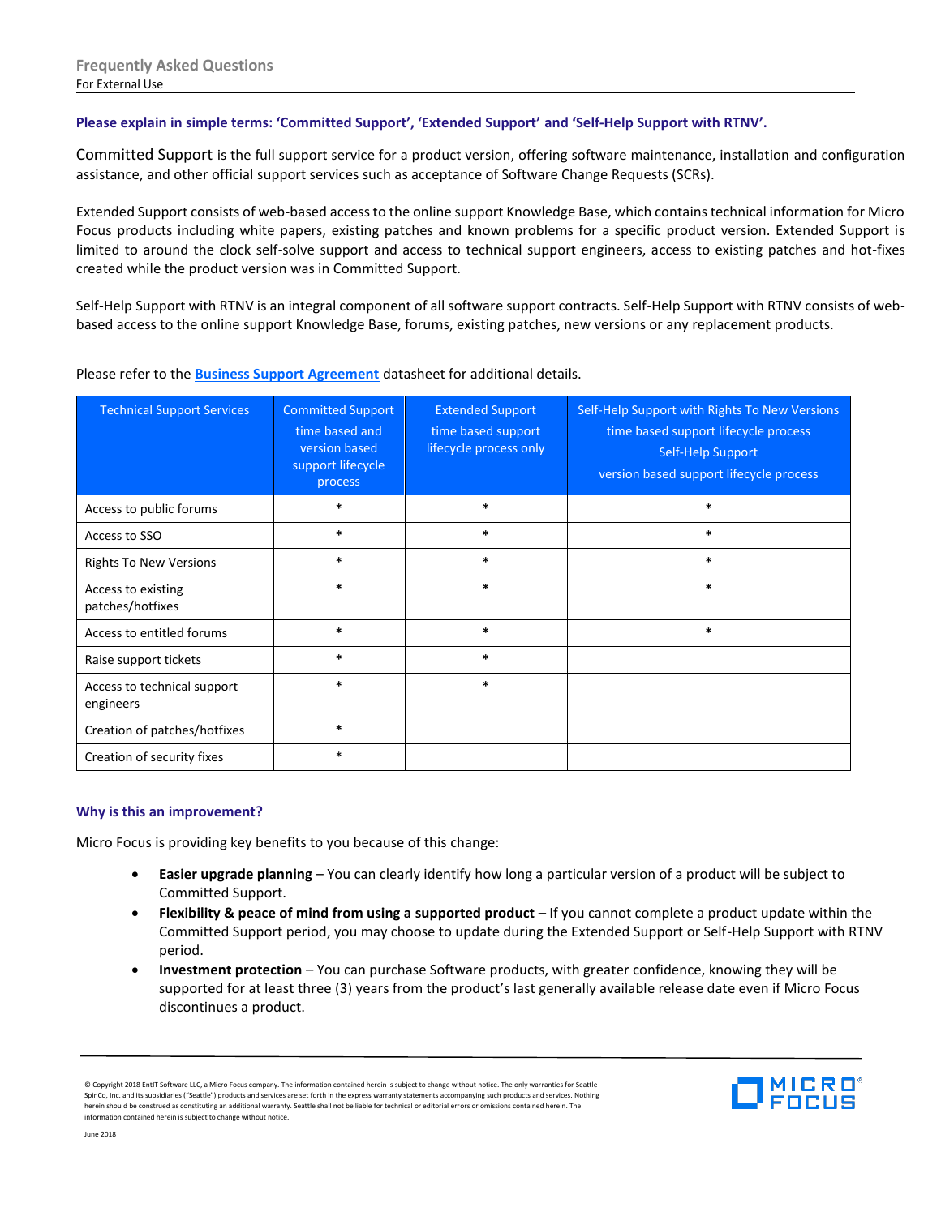### Please explain in simple terms: 'Committed Support', 'Extended Support' and 'Self-Help Support with RTNV'.

Committed Support is the full support service for a product version, offering software maintenance, installation and configuration assistance, and other official support services such as acceptance of Software Change Requests (SCRs).

Extended Support consists of web-based access to the online support Knowledge Base, which contains technical information for Micro Focus products including white papers, existing patches and known problems for a specific product version. Extended Support is limited to around the clock self-solve support and access to technical support engineers, access to existing patches and hot-fixes created while the product version was in Committed Support.

Self-Help Support with RTNV is an integral component of all software support contracts. Self-Help Support with RTNV consists of web-based access to the online support Knowledge Base, forums, existing patches, new versions or any replacement products.

Please refer to the **Business Support Agreement** datasheet for additional details.

| Technical Support Services | Committed Support time based and version based support lifecycle process | Extended Support time based support lifecycle process only | Self-Help Support with Rights To New Versions time based support lifecycle process Self-Help Support version based support lifecycle process |
|---|---|---|---|
| Access to public forums | * | * | * |
| Access to SSO | * | * | * |
| Rights To New Versions | * | * | * |
| Access to existing patches/hotfixes | * | * | * |
| Access to entitled forums | * | * | * |
| Raise support tickets | * | * | |
| Access to technical support engineers | * | * | |
| Creation of patches/hotfixes | * | | |
| Creation of security fixes | * | | |

### Why is this an improvement?

Micro Focus is providing key benefits to you because of this change:

- **Easier upgrade planning** – You can clearly identify how long a particular version of a product will be subject to Committed Support.
- **Flexibility & peace of mind from using a supported product** – If you cannot complete a product update within the Committed Support period, you may choose to update during the Extended Support or Self-Help Support with RTNV period.
- **Investment protection** – You can purchase Software products, with greater confidence, knowing they will be supported for at least three (3) years from the product's last generally available release date even if Micro Focus discontinues a product.

© Copyright 2018 EntIT Software LLC, a Micro Focus company. The information contained herein is subject to change without notice. The only warranties for Seattle SpinCo, Inc. and its subsidiaries ("Seattle") products and services are set forth in the express warranty statements accompanying such products and services. Nothing herein should be construed as constituting an additional warranty. Seattle shall not be liable for technical or editorial errors or omissions contained herein. The information contained herein is subject to change without notice.

June 2018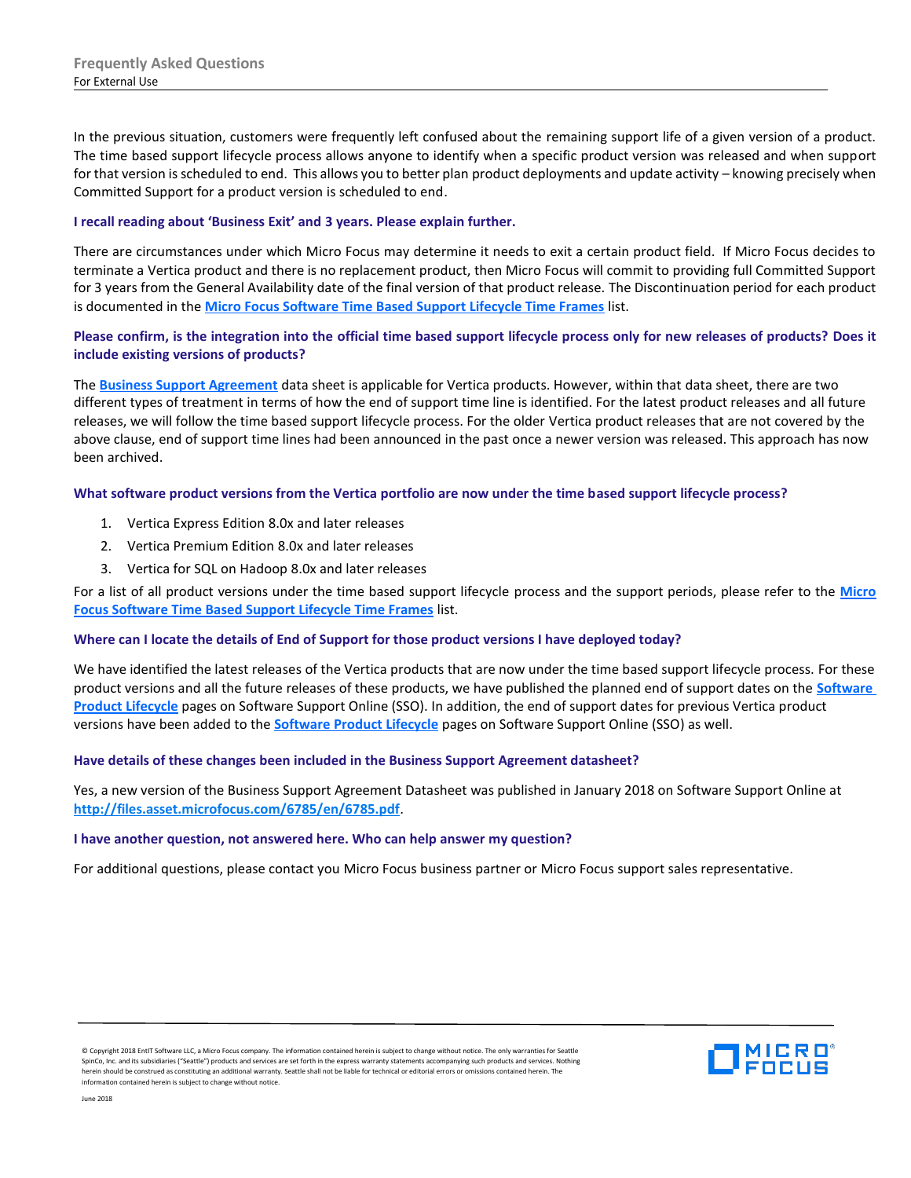In the previous situation, customers were frequently left confused about the remaining support life of a given version of a product. The time based support lifecycle process allows anyone to identify when a specific product version was released and when support for that version is scheduled to end. This allows you to better plan product deployments and update activity – knowing precisely when Committed Support for a product version is scheduled to end.

**I recall reading about 'Business Exit' and 3 years. Please explain further.**

There are circumstances under which Micro Focus may determine it needs to exit a certain product field. If Micro Focus decides to terminate a Vertica product and there is no replacement product, then Micro Focus will commit to providing full Committed Support for 3 years from the General Availability date of the final version of that product release. The Discontinuation period for each product is documented in the **Micro Focus Software Time Based Support Lifecycle Time Frames** list.

**Please confirm, is the integration into the official time based support lifecycle process only for new releases of products? Does it include existing versions of products?**

The **Business Support Agreement** data sheet is applicable for Vertica products. However, within that data sheet, there are two different types of treatment in terms of how the end of support time line is identified. For the latest product releases and all future releases, we will follow the time based support lifecycle process. For the older Vertica product releases that are not covered by the above clause, end of support time lines had been announced in the past once a newer version was released. This approach has now been archived.

**What software product versions from the Vertica portfolio are now under the time based support lifecycle process?**

1. Vertica Express Edition 8.0x and later releases
2. Vertica Premium Edition 8.0x and later releases
3. Vertica for SQL on Hadoop 8.0x and later releases

For a list of all product versions under the time based support lifecycle process and the support periods, please refer to the **Micro Focus Software Time Based Support Lifecycle Time Frames** list.

**Where can I locate the details of End of Support for those product versions I have deployed today?**

We have identified the latest releases of the Vertica products that are now under the time based support lifecycle process. For these product versions and all the future releases of these products, we have published the planned end of support dates on the **Software Product Lifecycle** pages on Software Support Online (SSO). In addition, the end of support dates for previous Vertica product versions have been added to the **Software Product Lifecycle** pages on Software Support Online (SSO) as well.

**Have details of these changes been included in the Business Support Agreement datasheet?**

Yes, a new version of the Business Support Agreement Datasheet was published in January 2018 on Software Support Online at **http://files.asset.microfocus.com/6785/en/6785.pdf**.

**I have another question, not answered here. Who can help answer my question?**

For additional questions, please contact you Micro Focus business partner or Micro Focus support sales representative.

© Copyright 2018 EntIT Software LLC, a Micro Focus company. The information contained herein is subject to change without notice. The only warranties for Seattle SpinCo, Inc. and its subsidiaries ("Seattle") products and services are set forth in the express warranty statements accompanying such products and services. Nothing herein should be construed as constituting an additional warranty. Seattle shall not be liable for technical or editorial errors or omissions contained herein. The information contained herein is subject to change without notice.

June 2018